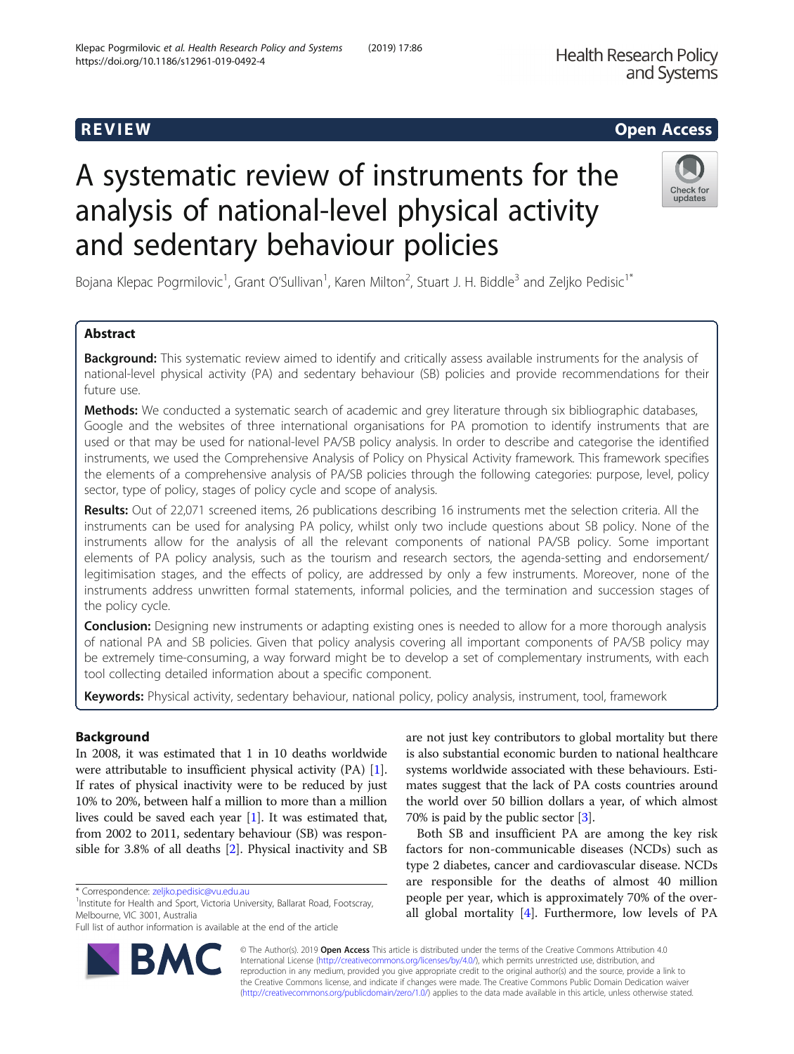REVIEW

Open Access

# A systematic review of instruments for the analysis of national-level physical activity and sedentary behaviour policies

Bojana Klepac Pogrmilovic[1], Grant O'Sullivan[1], Karen Milton[2], Stuart J. H. Biddle[3] and Zeljko Pedisic[1*]

## Abstract

**Background:** This systematic review aimed to identify and critically assess available instruments for the analysis of national-level physical activity (PA) and sedentary behaviour (SB) policies and provide recommendations for their future use.

**Methods:** We conducted a systematic search of academic and grey literature through six bibliographic databases, Google and the websites of three international organisations for PA promotion to identify instruments that are used or that may be used for national-level PA/SB policy analysis. In order to describe and categorise the identified instruments, we used the Comprehensive Analysis of Policy on Physical Activity framework. This framework specifies the elements of a comprehensive analysis of PA/SB policies through the following categories: purpose, level, policy sector, type of policy, stages of policy cycle and scope of analysis.

**Results:** Out of 22,071 screened items, 26 publications describing 16 instruments met the selection criteria. All the instruments can be used for analysing PA policy, whilst only two include questions about SB policy. None of the instruments allow for the analysis of all the relevant components of national PA/SB policy. Some important elements of PA policy analysis, such as the tourism and research sectors, the agenda-setting and endorsement/legitimisation stages, and the effects of policy, are addressed by only a few instruments. Moreover, none of the instruments address unwritten formal statements, informal policies, and the termination and succession stages of the policy cycle.

**Conclusion:** Designing new instruments or adapting existing ones is needed to allow for a more thorough analysis of national PA and SB policies. Given that policy analysis covering all important components of PA/SB policy may be extremely time-consuming, a way forward might be to develop a set of complementary instruments, with each tool collecting detailed information about a specific component.

**Keywords:** Physical activity, sedentary behaviour, national policy, policy analysis, instrument, tool, framework

## Background

In 2008, it was estimated that 1 in 10 deaths worldwide were attributable to insufficient physical activity (PA) [1]. If rates of physical inactivity were to be reduced by just 10% to 20%, between half a million to more than a million lives could be saved each year [1]. It was estimated that, from 2002 to 2011, sedentary behaviour (SB) was responsible for 3.8% of all deaths [2]. Physical inactivity and SB are not just key contributors to global mortality but there is also substantial economic burden to national healthcare systems worldwide associated with these behaviours. Estimates suggest that the lack of PA costs countries around the world over 50 billion dollars a year, of which almost 70% is paid by the public sector [3].

Both SB and insufficient PA are among the key risk factors for non-communicable diseases (NCDs) such as type 2 diabetes, cancer and cardiovascular disease. NCDs are responsible for the deaths of almost 40 million people per year, which is approximately 70% of the overall global mortality [4]. Furthermore, low levels of PA

\* Correspondence: zeljko.pedisic@vu.edu.au

[1]Institute for Health and Sport, Victoria University, Ballarat Road, Footscray, Melbourne, VIC 3001, Australia

Full list of author information is available at the end of the article

© The Author(s). 2019 **Open Access** This article is distributed under the terms of the Creative Commons Attribution 4.0 International License (http://creativecommons.org/licenses/by/4.0/), which permits unrestricted use, distribution, and reproduction in any medium, provided you give appropriate credit to the original author(s) and the source, provide a link to the Creative Commons license, and indicate if changes were made. The Creative Commons Public Domain Dedication waiver (http://creativecommons.org/publicdomain/zero/1.0/) applies to the data made available in this article, unless otherwise stated.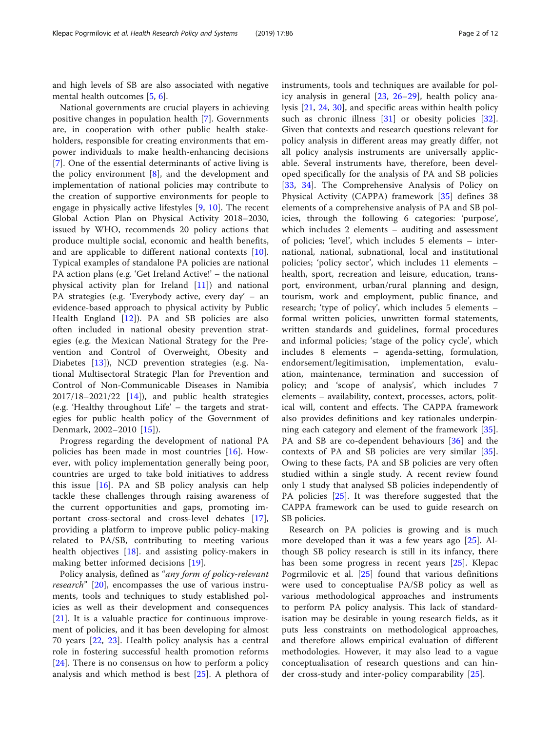and high levels of SB are also associated with negative mental health outcomes [5, 6].

National governments are crucial players in achieving positive changes in population health [7]. Governments are, in cooperation with other public health stakeholders, responsible for creating environments that empower individuals to make health-enhancing decisions [7]. One of the essential determinants of active living is the policy environment [8], and the development and implementation of national policies may contribute to the creation of supportive environments for people to engage in physically active lifestyles [9, 10]. The recent Global Action Plan on Physical Activity 2018–2030, issued by WHO, recommends 20 policy actions that produce multiple social, economic and health benefits, and are applicable to different national contexts [10]. Typical examples of standalone PA policies are national PA action plans (e.g. 'Get Ireland Active!' – the national physical activity plan for Ireland [11]) and national PA strategies (e.g. 'Everybody active, every day' – an evidence-based approach to physical activity by Public Health England [12]). PA and SB policies are also often included in national obesity prevention strategies (e.g. the Mexican National Strategy for the Prevention and Control of Overweight, Obesity and Diabetes [13]), NCD prevention strategies (e.g. National Multisectoral Strategic Plan for Prevention and Control of Non-Communicable Diseases in Namibia 2017/18–2021/22 [14]), and public health strategies (e.g. 'Healthy throughout Life' – the targets and strategies for public health policy of the Government of Denmark, 2002–2010 [15]).

Progress regarding the development of national PA policies has been made in most countries [16]. However, with policy implementation generally being poor, countries are urged to take bold initiatives to address this issue [16]. PA and SB policy analysis can help tackle these challenges through raising awareness of the current opportunities and gaps, promoting important cross-sectoral and cross-level debates [17], providing a platform to improve public policy-making related to PA/SB, contributing to meeting various health objectives [18]. and assisting policy-makers in making better informed decisions [19].

Policy analysis, defined as "*any form of policy-relevant research*" [20], encompasses the use of various instruments, tools and techniques to study established policies as well as their development and consequences [21]. It is a valuable practice for continuous improvement of policies, and it has been developing for almost 70 years [22, 23]. Health policy analysis has a central role in fostering successful health promotion reforms [24]. There is no consensus on how to perform a policy analysis and which method is best [25]. A plethora of instruments, tools and techniques are available for policy analysis in general [23, 26–29], health policy analysis [21, 24, 30], and specific areas within health policy such as chronic illness [31] or obesity policies [32]. Given that contexts and research questions relevant for policy analysis in different areas may greatly differ, not all policy analysis instruments are universally applicable. Several instruments have, therefore, been developed specifically for the analysis of PA and SB policies [33, 34]. The Comprehensive Analysis of Policy on Physical Activity (CAPPA) framework [35] defines 38 elements of a comprehensive analysis of PA and SB policies, through the following 6 categories: 'purpose', which includes 2 elements – auditing and assessment of policies; 'level', which includes 5 elements – international, national, subnational, local and institutional policies; 'policy sector', which includes 11 elements – health, sport, recreation and leisure, education, transport, environment, urban/rural planning and design, tourism, work and employment, public finance, and research; 'type of policy', which includes 5 elements – formal written policies, unwritten formal statements, written standards and guidelines, formal procedures and informal policies; 'stage of the policy cycle', which includes 8 elements – agenda-setting, formulation, endorsement/legitimisation, implementation, evaluation, maintenance, termination and succession of policy; and 'scope of analysis', which includes 7 elements – availability, context, processes, actors, political will, content and effects. The CAPPA framework also provides definitions and key rationales underpinning each category and element of the framework [35]. PA and SB are co-dependent behaviours [36] and the contexts of PA and SB policies are very similar [35]. Owing to these facts, PA and SB policies are very often studied within a single study. A recent review found only 1 study that analysed SB policies independently of PA policies [25]. It was therefore suggested that the CAPPA framework can be used to guide research on SB policies.

Research on PA policies is growing and is much more developed than it was a few years ago [25]. Although SB policy research is still in its infancy, there has been some progress in recent years [25]. Klepac Pogrmilovic et al. [25] found that various definitions were used to conceptualise PA/SB policy as well as various methodological approaches and instruments to perform PA policy analysis. This lack of standardisation may be desirable in young research fields, as it puts less constraints on methodological approaches, and therefore allows empirical evaluation of different methodologies. However, it may also lead to a vague conceptualisation of research questions and can hinder cross-study and inter-policy comparability [25].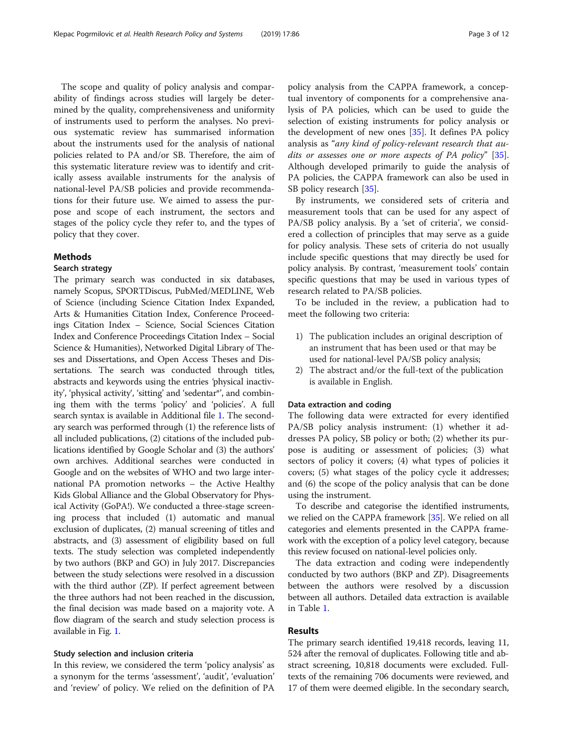The scope and quality of policy analysis and comparability of findings across studies will largely be determined by the quality, comprehensiveness and uniformity of instruments used to perform the analyses. No previous systematic review has summarised information about the instruments used for the analysis of national policies related to PA and/or SB. Therefore, the aim of this systematic literature review was to identify and critically assess available instruments for the analysis of national-level PA/SB policies and provide recommendations for their future use. We aimed to assess the purpose and scope of each instrument, the sectors and stages of the policy cycle they refer to, and the types of policy that they cover.

## Methods

### Search strategy

The primary search was conducted in six databases, namely Scopus, SPORTDiscus, PubMed/MEDLINE, Web of Science (including Science Citation Index Expanded, Arts & Humanities Citation Index, Conference Proceedings Citation Index – Science, Social Sciences Citation Index and Conference Proceedings Citation Index – Social Science & Humanities), Networked Digital Library of Theses and Dissertations, and Open Access Theses and Dissertations. The search was conducted through titles, abstracts and keywords using the entries 'physical inactivity', 'physical activity', 'sitting' and 'sedentar*', and combining them with the terms 'policy' and 'policies'. A full search syntax is available in Additional file 1. The secondary search was performed through (1) the reference lists of all included publications, (2) citations of the included publications identified by Google Scholar and (3) the authors' own archives. Additional searches were conducted in Google and on the websites of WHO and two large international PA promotion networks – the Active Healthy Kids Global Alliance and the Global Observatory for Physical Activity (GoPA!). We conducted a three-stage screening process that included (1) automatic and manual exclusion of duplicates, (2) manual screening of titles and abstracts, and (3) assessment of eligibility based on full texts. The study selection was completed independently by two authors (BKP and GO) in July 2017. Discrepancies between the study selections were resolved in a discussion with the third author (ZP). If perfect agreement between the three authors had not been reached in the discussion, the final decision was made based on a majority vote. A flow diagram of the search and study selection process is available in Fig. 1.

### Study selection and inclusion criteria

In this review, we considered the term 'policy analysis' as a synonym for the terms 'assessment', 'audit', 'evaluation' and 'review' of policy. We relied on the definition of PA policy analysis from the CAPPA framework, a conceptual inventory of components for a comprehensive analysis of PA policies, which can be used to guide the selection of existing instruments for policy analysis or the development of new ones [35]. It defines PA policy analysis as "*any kind of policy-relevant research that audits or assesses one or more aspects of PA policy*" [35]. Although developed primarily to guide the analysis of PA policies, the CAPPA framework can also be used in SB policy research [35].

By instruments, we considered sets of criteria and measurement tools that can be used for any aspect of PA/SB policy analysis. By a 'set of criteria', we considered a collection of principles that may serve as a guide for policy analysis. These sets of criteria do not usually include specific questions that may directly be used for policy analysis. By contrast, 'measurement tools' contain specific questions that may be used in various types of research related to PA/SB policies.

To be included in the review, a publication had to meet the following two criteria:

1) The publication includes an original description of an instrument that has been used or that may be used for national-level PA/SB policy analysis;
2) The abstract and/or the full-text of the publication is available in English.

### Data extraction and coding

The following data were extracted for every identified PA/SB policy analysis instrument: (1) whether it addresses PA policy, SB policy or both; (2) whether its purpose is auditing or assessment of policies; (3) what sectors of policy it covers; (4) what types of policies it covers; (5) what stages of the policy cycle it addresses; and (6) the scope of the policy analysis that can be done using the instrument.

To describe and categorise the identified instruments, we relied on the CAPPA framework [35]. We relied on all categories and elements presented in the CAPPA framework with the exception of a policy level category, because this review focused on national-level policies only.

The data extraction and coding were independently conducted by two authors (BKP and ZP). Disagreements between the authors were resolved by a discussion between all authors. Detailed data extraction is available in Table 1.

## Results

The primary search identified 19,418 records, leaving 11,524 after the removal of duplicates. Following title and abstract screening, 10,818 documents were excluded. Full-texts of the remaining 706 documents were reviewed, and 17 of them were deemed eligible. In the secondary search,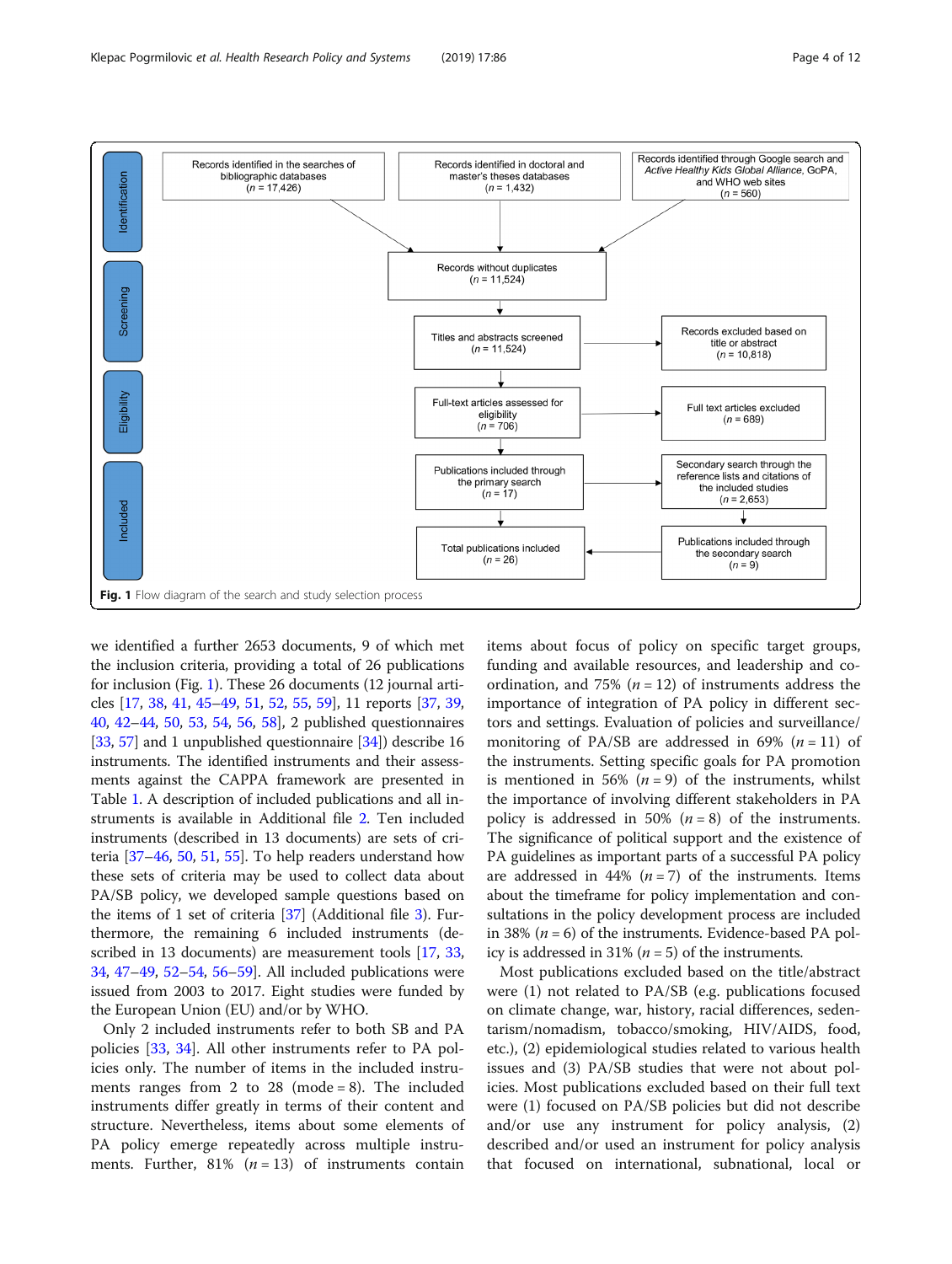Identification

Records identified in the searches of bibliographic databases ($n$ = 17,426)

Records identified in doctoral and master's theses databases ($n$ = 1,432)

Records identified through Google search and *Active Healthy Kids Global Alliance*, GoPA, and WHO web sites ($n$ = 560)

Records without duplicates ($n$ = 11,524)

Screening

Titles and abstracts screened ($n$ = 11,524)

Records excluded based on title or abstract ($n$ = 10,818)

Eligibility

Full-text articles assessed for eligibility ($n$ = 706)

Full text articles excluded ($n$ = 689)

Included

Publications included through the primary search ($n$ = 17)

Secondary search through the reference lists and citations of the included studies ($n$ = 2,653)

Publications included through the secondary search ($n$ = 9)

Total publications included ($n$ = 26)

**Fig. 1** Flow diagram of the search and study selection process

we identified a further 2653 documents, 9 of which met the inclusion criteria, providing a total of 26 publications for inclusion (Fig. 1). These 26 documents (12 journal articles [17, 38, 41, 45–49, 51, 52, 55, 59], 11 reports [37, 39, 40, 42–44, 50, 53, 54, 56, 58], 2 published questionnaires [33, 57] and 1 unpublished questionnaire [34]) describe 16 instruments. The identified instruments and their assessments against the CAPPA framework are presented in Table 1. A description of included publications and all instruments is available in Additional file 2. Ten included instruments (described in 13 documents) are sets of criteria [37–46, 50, 51, 55]. To help readers understand how these sets of criteria may be used to collect data about PA/SB policy, we developed sample questions based on the items of 1 set of criteria [37] (Additional file 3). Furthermore, the remaining 6 included instruments (described in 13 documents) are measurement tools [17, 33, 34, 47–49, 52–54, 56–59]. All included publications were issued from 2003 to 2017. Eight studies were funded by the European Union (EU) and/or by WHO.

Only 2 included instruments refer to both SB and PA policies [33, 34]. All other instruments refer to PA policies only. The number of items in the included instruments ranges from 2 to 28 (mode = 8). The included instruments differ greatly in terms of their content and structure. Nevertheless, items about some elements of PA policy emerge repeatedly across multiple instruments. Further, 81% ($n$ = 13) of instruments contain items about focus of policy on specific target groups, funding and available resources, and leadership and co-ordination, and 75% ($n$ = 12) of instruments address the importance of integration of PA policy in different sectors and settings. Evaluation of policies and surveillance/monitoring of PA/SB are addressed in 69% ($n$ = 11) of the instruments. Setting specific goals for PA promotion is mentioned in 56% ($n$ = 9) of the instruments, whilst the importance of involving different stakeholders in PA policy is addressed in 50% ($n$ = 8) of the instruments. The significance of political support and the existence of PA guidelines as important parts of a successful PA policy are addressed in 44% ($n$ = 7) of the instruments. Items about the timeframe for policy implementation and consultations in the policy development process are included in 38% ($n$ = 6) of the instruments. Evidence-based PA policy is addressed in 31% ($n$ = 5) of the instruments.

Most publications excluded based on the title/abstract were (1) not related to PA/SB (e.g. publications focused on climate change, war, history, racial differences, sedentarism/nomadism, tobacco/smoking, HIV/AIDS, food, etc.), (2) epidemiological studies related to various health issues and (3) PA/SB studies that were not about policies. Most publications excluded based on their full text were (1) focused on PA/SB policies but did not describe and/or use any instrument for policy analysis, (2) described and/or used an instrument for policy analysis that focused on international, subnational, local or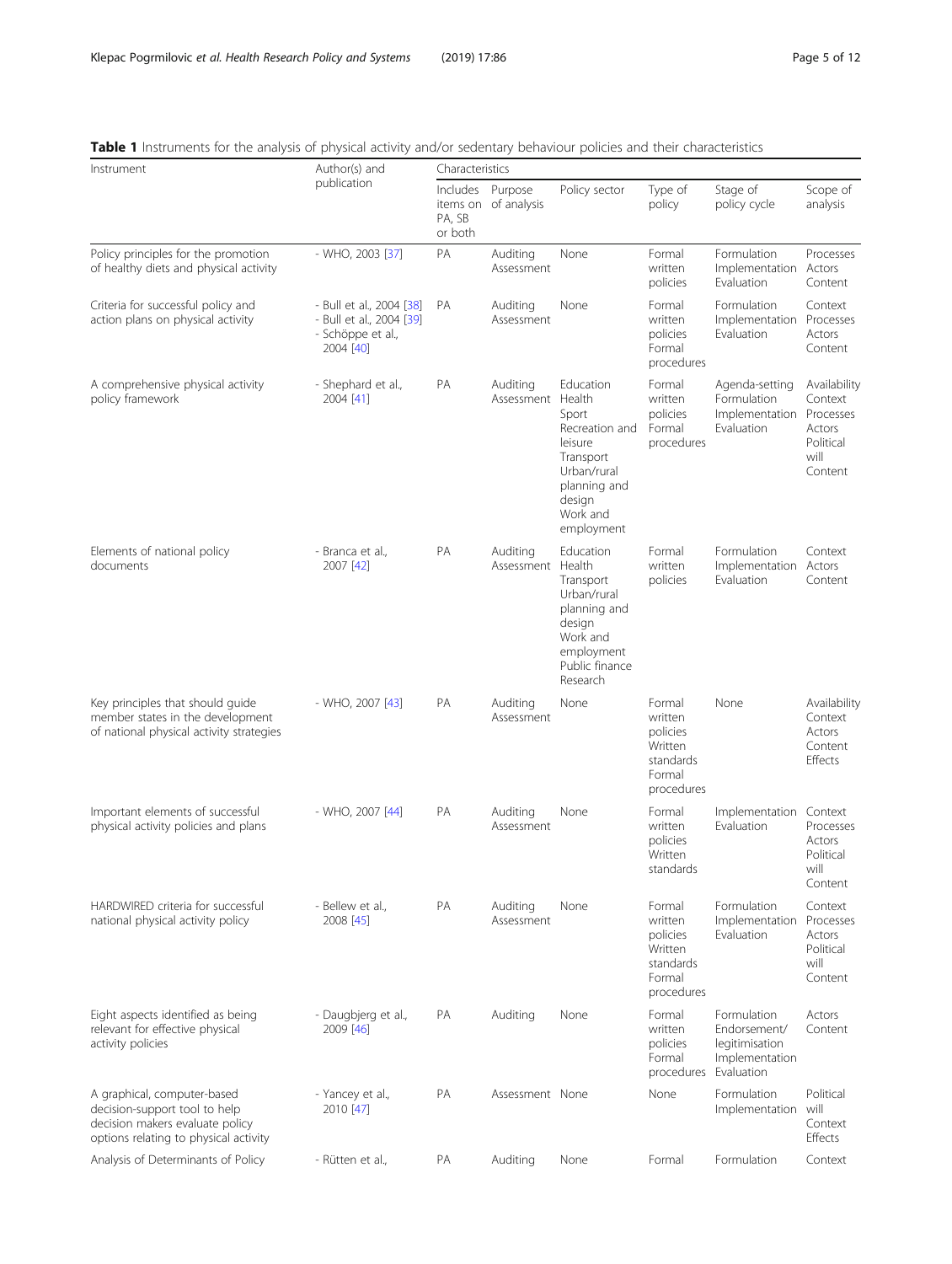**Table 1** Instruments for the analysis of physical activity and/or sedentary behaviour policies and their characteristics

| Instrument | Author(s) and publication | Characteristics | | | | | |
|---|---|---|---|---|---|---|---|
| | | Includes items on PA, SB or both | Purpose of analysis | Policy sector | Type of policy | Stage of policy cycle | Scope of analysis |
| Policy principles for the promotion of healthy diets and physical activity | - WHO, 2003 [37] | PA | Auditing Assessment | None | Formal written policies | Formulation Implementation Evaluation | Processes Actors Content |
| Criteria for successful policy and action plans on physical activity | - Bull et al., 2004 [38] - Bull et al., 2004 [39] - Schöppe et al., 2004 [40] | PA | Auditing Assessment | None | Formal written policies Formal procedures | Formulation Implementation Evaluation | Context Processes Actors Content |
| A comprehensive physical activity policy framework | - Shephard et al., 2004 [41] | PA | Auditing Assessment | Education Health Sport Recreation and leisure Transport Urban/rural planning and design Work and employment | Formal written policies Formal procedures | Agenda-setting Formulation Implementation Evaluation | Availability Context Processes Actors Political will Content |
| Elements of national policy documents | - Branca et al., 2007 [42] | PA | Auditing Assessment | Education Health Transport Urban/rural planning and design Work and employment Public finance Research | Formal written policies | Formulation Implementation Evaluation | Context Actors Content |
| Key principles that should guide member states in the development of national physical activity strategies | - WHO, 2007 [43] | PA | Auditing Assessment | None | Formal written policies Written standards Formal procedures | None | Availability Context Actors Content Effects |
| Important elements of successful physical activity policies and plans | - WHO, 2007 [44] | PA | Auditing Assessment | None | Formal written policies Written standards | Implementation Evaluation | Context Processes Actors Political will Content |
| HARDWIRED criteria for successful national physical activity policy | - Bellew et al., 2008 [45] | PA | Auditing Assessment | None | Formal written policies Written standards Formal procedures | Formulation Implementation Evaluation | Context Processes Actors Political will Content |
| Eight aspects identified as being relevant for effective physical activity policies | - Daugbjerg et al., 2009 [46] | PA | Auditing | None | Formal written policies Formal procedures | Formulation Endorsement/ legitimisation Implementation Evaluation | Actors Content |
| A graphical, computer-based decision-support tool to help decision makers evaluate policy options relating to physical activity | - Yancey et al., 2010 [47] | PA | Assessment | None | None | Formulation Implementation | Political will Context Effects |
| Analysis of Determinants of Policy | - Rütten et al., | PA | Auditing | None | Formal | Formulation | Context |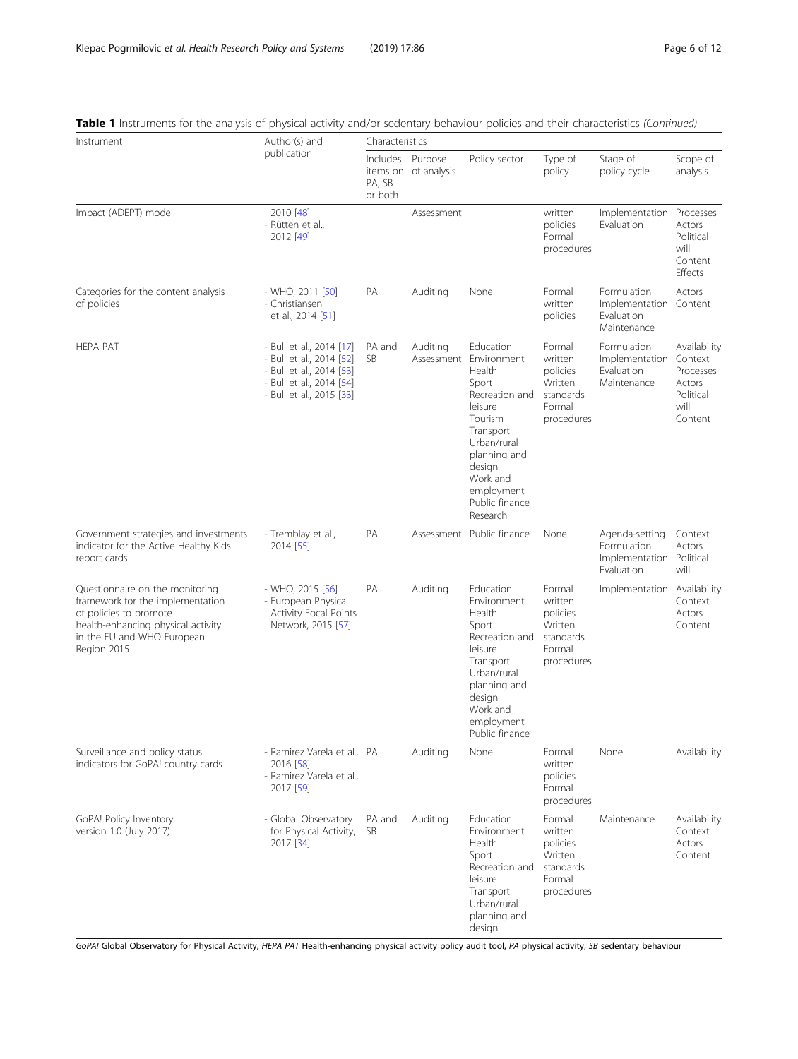**Table 1** Instruments for the analysis of physical activity and/or sedentary behaviour policies and their characteristics *(Continued)*

| Instrument | Author(s) and publication | Characteristics | | | | | |
|---|---|---|---|---|---|---|---|
| | | Includes items on PA, SB or both | Purpose of analysis | Policy sector | Type of policy | Stage of policy cycle | Scope of analysis |
| Impact (ADEPT) model | 2010 [48]<br>- Rütten et al., 2012 [49] | | Assessment | | written policies<br>Formal procedures | Implementation<br>Evaluation | Processes<br>Actors<br>Political will<br>Content<br>Effects |
| Categories for the content analysis of policies | - WHO, 2011 [50]<br>- Christiansen et al., 2014 [51] | PA | Auditing | None | Formal written policies | Formulation<br>Implementation<br>Evaluation<br>Maintenance | Actors<br>Content |
| HEPA PAT | - Bull et al., 2014 [17]<br>- Bull et al., 2014 [52]<br>- Bull et al., 2014 [53]<br>- Bull et al., 2014 [54]<br>- Bull et al., 2015 [33] | PA and SB | Auditing<br>Assessment | Education<br>Environment<br>Health<br>Sport<br>Recreation and leisure<br>Tourism<br>Transport<br>Urban/rural planning and design<br>Work and employment<br>Public finance<br>Research | Formal written policies<br>Written standards<br>Formal procedures | Formulation<br>Implementation<br>Evaluation<br>Maintenance | Availability<br>Context<br>Processes<br>Actors<br>Political will<br>Content |
| Government strategies and investments indicator for the Active Healthy Kids report cards | - Tremblay et al., 2014 [55] | PA | Assessment | Public finance | None | Agenda-setting<br>Formulation<br>Implementation<br>Evaluation | Context<br>Actors<br>Political will |
| Questionnaire on the monitoring framework for the implementation of policies to promote health-enhancing physical activity in the EU and WHO European Region 2015 | - WHO, 2015 [56]<br>- European Physical Activity Focal Points Network, 2015 [57] | PA | Auditing | Education<br>Environment<br>Health<br>Sport<br>Recreation and leisure<br>Transport<br>Urban/rural planning and design<br>Work and employment<br>Public finance | Formal written policies<br>Written standards<br>Formal procedures | Implementation | Availability<br>Context<br>Actors<br>Content |
| Surveillance and policy status indicators for GoPA! country cards | - Ramirez Varela et al., 2016 [58]<br>- Ramirez Varela et al., 2017 [59] | PA | Auditing | None | Formal written policies<br>Formal procedures | None | Availability |
| GoPA! Policy Inventory version 1.0 (July 2017) | - Global Observatory for Physical Activity, 2017 [34] | PA and SB | Auditing | Education<br>Environment<br>Health<br>Sport<br>Recreation and leisure<br>Transport<br>Urban/rural planning and design | Formal written policies<br>Written standards<br>Formal procedures | Maintenance | Availability<br>Context<br>Actors<br>Content |

*GoPA!* Global Observatory for Physical Activity, *HEPA PAT* Health-enhancing physical activity policy audit tool, *PA* physical activity, *SB* sedentary behaviour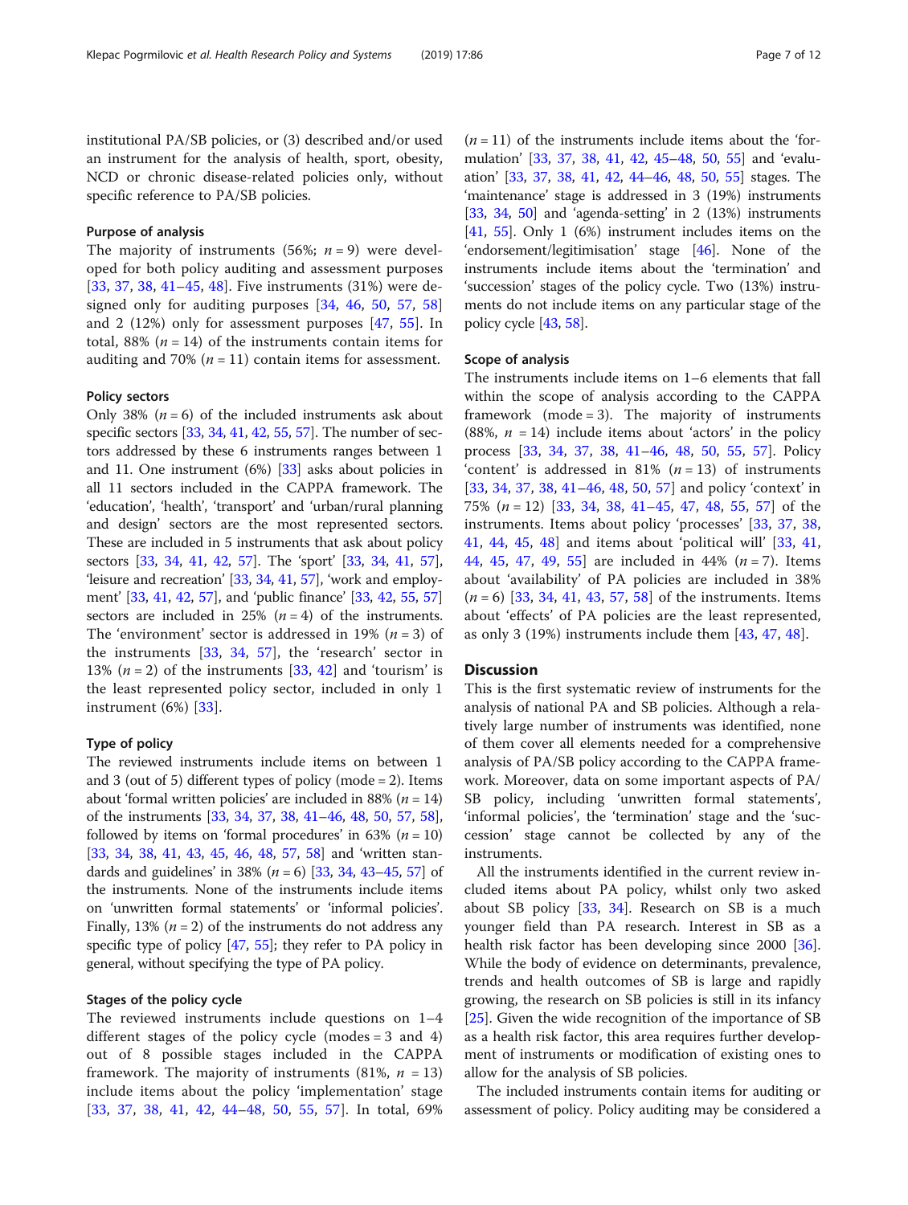institutional PA/SB policies, or (3) described and/or used an instrument for the analysis of health, sport, obesity, NCD or chronic disease-related policies only, without specific reference to PA/SB policies.

### Purpose of analysis

The majority of instruments (56%; $n = 9$) were developed for both policy auditing and assessment purposes [33, 37, 38, 41–45, 48]. Five instruments (31%) were designed only for auditing purposes [34, 46, 50, 57, 58] and 2 (12%) only for assessment purposes [47, 55]. In total, 88% ($n = 14$) of the instruments contain items for auditing and 70% ($n = 11$) contain items for assessment.

### Policy sectors

Only 38% ($n = 6$) of the included instruments ask about specific sectors [33, 34, 41, 42, 55, 57]. The number of sectors addressed by these 6 instruments ranges between 1 and 11. One instrument (6%) [33] asks about policies in all 11 sectors included in the CAPPA framework. The 'education', 'health', 'transport' and 'urban/rural planning and design' sectors are the most represented sectors. These are included in 5 instruments that ask about policy sectors [33, 34, 41, 42, 57]. The 'sport' [33, 34, 41, 57], 'leisure and recreation' [33, 34, 41, 57], 'work and employment' [33, 41, 42, 57], and 'public finance' [33, 42, 55, 57] sectors are included in 25% ($n = 4$) of the instruments. The 'environment' sector is addressed in 19% ($n = 3$) of the instruments [33, 34, 57], the 'research' sector in 13% ($n = 2$) of the instruments [33, 42] and 'tourism' is the least represented policy sector, included in only 1 instrument (6%) [33].

### Type of policy

The reviewed instruments include items on between 1 and 3 (out of 5) different types of policy (mode = 2). Items about 'formal written policies' are included in 88% ($n = 14$) of the instruments [33, 34, 37, 38, 41–46, 48, 50, 57, 58], followed by items on 'formal procedures' in 63% ($n = 10$) [33, 34, 38, 41, 43, 45, 46, 48, 57, 58] and 'written standards and guidelines' in 38% ($n = 6$) [33, 34, 43–45, 57] of the instruments. None of the instruments include items on 'unwritten formal statements' or 'informal policies'. Finally, 13% ($n = 2$) of the instruments do not address any specific type of policy [47, 55]; they refer to PA policy in general, without specifying the type of PA policy.

### Stages of the policy cycle

The reviewed instruments include questions on 1–4 different stages of the policy cycle (modes = 3 and 4) out of 8 possible stages included in the CAPPA framework. The majority of instruments (81%, $n = 13$) include items about the policy 'implementation' stage [33, 37, 38, 41, 42, 44–48, 50, 55, 57]. In total, 69% ($n = 11$) of the instruments include items about the 'formulation' [33, 37, 38, 41, 42, 45–48, 50, 55] and 'evaluation' [33, 37, 38, 41, 42, 44–46, 48, 50, 55] stages. The 'maintenance' stage is addressed in 3 (19%) instruments [33, 34, 50] and 'agenda-setting' in 2 (13%) instruments [41, 55]. Only 1 (6%) instrument includes items on the 'endorsement/legitimisation' stage [46]. None of the instruments include items about the 'termination' and 'succession' stages of the policy cycle. Two (13%) instruments do not include items on any particular stage of the policy cycle [43, 58].

### Scope of analysis

The instruments include items on 1–6 elements that fall within the scope of analysis according to the CAPPA framework (mode = 3). The majority of instruments (88%, $n = 14$) include items about 'actors' in the policy process [33, 34, 37, 38, 41–46, 48, 50, 55, 57]. Policy 'content' is addressed in 81% ($n = 13$) of instruments [33, 34, 37, 38, 41–46, 48, 50, 57] and policy 'context' in 75% ($n = 12$) [33, 34, 38, 41–45, 47, 48, 55, 57] of the instruments. Items about policy 'processes' [33, 37, 38, 41, 44, 45, 48] and items about 'political will' [33, 41, 44, 45, 47, 49, 55] are included in 44% ($n = 7$). Items about 'availability' of PA policies are included in 38% ($n = 6$) [33, 34, 41, 43, 57, 58] of the instruments. Items about 'effects' of PA policies are the least represented, as only 3 (19%) instruments include them [43, 47, 48].

## Discussion

This is the first systematic review of instruments for the analysis of national PA and SB policies. Although a relatively large number of instruments was identified, none of them cover all elements needed for a comprehensive analysis of PA/SB policy according to the CAPPA framework. Moreover, data on some important aspects of PA/SB policy, including 'unwritten formal statements', 'informal policies', the 'termination' stage and the 'succession' stage cannot be collected by any of the instruments.

All the instruments identified in the current review included items about PA policy, whilst only two asked about SB policy [33, 34]. Research on SB is a much younger field than PA research. Interest in SB as a health risk factor has been developing since 2000 [36]. While the body of evidence on determinants, prevalence, trends and health outcomes of SB is large and rapidly growing, the research on SB policies is still in its infancy [25]. Given the wide recognition of the importance of SB as a health risk factor, this area requires further development of instruments or modification of existing ones to allow for the analysis of SB policies.

The included instruments contain items for auditing or assessment of policy. Policy auditing may be considered a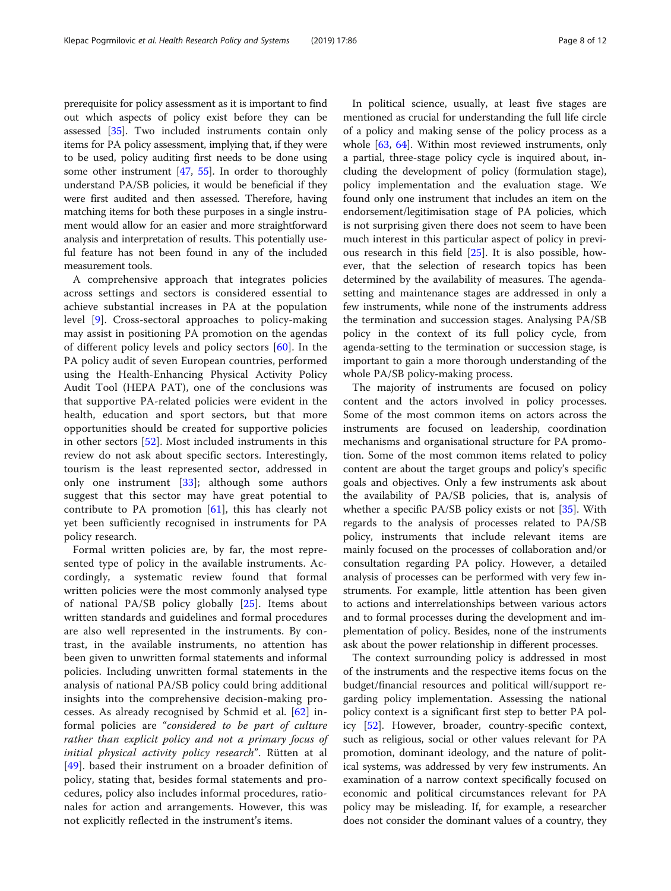prerequisite for policy assessment as it is important to find out which aspects of policy exist before they can be assessed [35]. Two included instruments contain only items for PA policy assessment, implying that, if they were to be used, policy auditing first needs to be done using some other instrument [47, 55]. In order to thoroughly understand PA/SB policies, it would be beneficial if they were first audited and then assessed. Therefore, having matching items for both these purposes in a single instrument would allow for an easier and more straightforward analysis and interpretation of results. This potentially useful feature has not been found in any of the included measurement tools.

A comprehensive approach that integrates policies across settings and sectors is considered essential to achieve substantial increases in PA at the population level [9]. Cross-sectoral approaches to policy-making may assist in positioning PA promotion on the agendas of different policy levels and policy sectors [60]. In the PA policy audit of seven European countries, performed using the Health-Enhancing Physical Activity Policy Audit Tool (HEPA PAT), one of the conclusions was that supportive PA-related policies were evident in the health, education and sport sectors, but that more opportunities should be created for supportive policies in other sectors [52]. Most included instruments in this review do not ask about specific sectors. Interestingly, tourism is the least represented sector, addressed in only one instrument [33]; although some authors suggest that this sector may have great potential to contribute to PA promotion [61], this has clearly not yet been sufficiently recognised in instruments for PA policy research.

Formal written policies are, by far, the most represented type of policy in the available instruments. Accordingly, a systematic review found that formal written policies were the most commonly analysed type of national PA/SB policy globally [25]. Items about written standards and guidelines and formal procedures are also well represented in the instruments. By contrast, in the available instruments, no attention has been given to unwritten formal statements and informal policies. Including unwritten formal statements in the analysis of national PA/SB policy could bring additional insights into the comprehensive decision-making processes. As already recognised by Schmid et al. [62] informal policies are "*considered to be part of culture rather than explicit policy and not a primary focus of initial physical activity policy research*". Rütten at al [49]. based their instrument on a broader definition of policy, stating that, besides formal statements and procedures, policy also includes informal procedures, rationales for action and arrangements. However, this was not explicitly reflected in the instrument's items.

In political science, usually, at least five stages are mentioned as crucial for understanding the full life circle of a policy and making sense of the policy process as a whole [63, 64]. Within most reviewed instruments, only a partial, three-stage policy cycle is inquired about, including the development of policy (formulation stage), policy implementation and the evaluation stage. We found only one instrument that includes an item on the endorsement/legitimisation stage of PA policies, which is not surprising given there does not seem to have been much interest in this particular aspect of policy in previous research in this field [25]. It is also possible, however, that the selection of research topics has been determined by the availability of measures. The agenda-setting and maintenance stages are addressed in only a few instruments, while none of the instruments address the termination and succession stages. Analysing PA/SB policy in the context of its full policy cycle, from agenda-setting to the termination or succession stage, is important to gain a more thorough understanding of the whole PA/SB policy-making process.

The majority of instruments are focused on policy content and the actors involved in policy processes. Some of the most common items on actors across the instruments are focused on leadership, coordination mechanisms and organisational structure for PA promotion. Some of the most common items related to policy content are about the target groups and policy's specific goals and objectives. Only a few instruments ask about the availability of PA/SB policies, that is, analysis of whether a specific PA/SB policy exists or not [35]. With regards to the analysis of processes related to PA/SB policy, instruments that include relevant items are mainly focused on the processes of collaboration and/or consultation regarding PA policy. However, a detailed analysis of processes can be performed with very few instruments. For example, little attention has been given to actions and interrelationships between various actors and to formal processes during the development and implementation of policy. Besides, none of the instruments ask about the power relationship in different processes.

The context surrounding policy is addressed in most of the instruments and the respective items focus on the budget/financial resources and political will/support regarding policy implementation. Assessing the national policy context is a significant first step to better PA policy [52]. However, broader, country-specific context, such as religious, social or other values relevant for PA promotion, dominant ideology, and the nature of political systems, was addressed by very few instruments. An examination of a narrow context specifically focused on economic and political circumstances relevant for PA policy may be misleading. If, for example, a researcher does not consider the dominant values of a country, they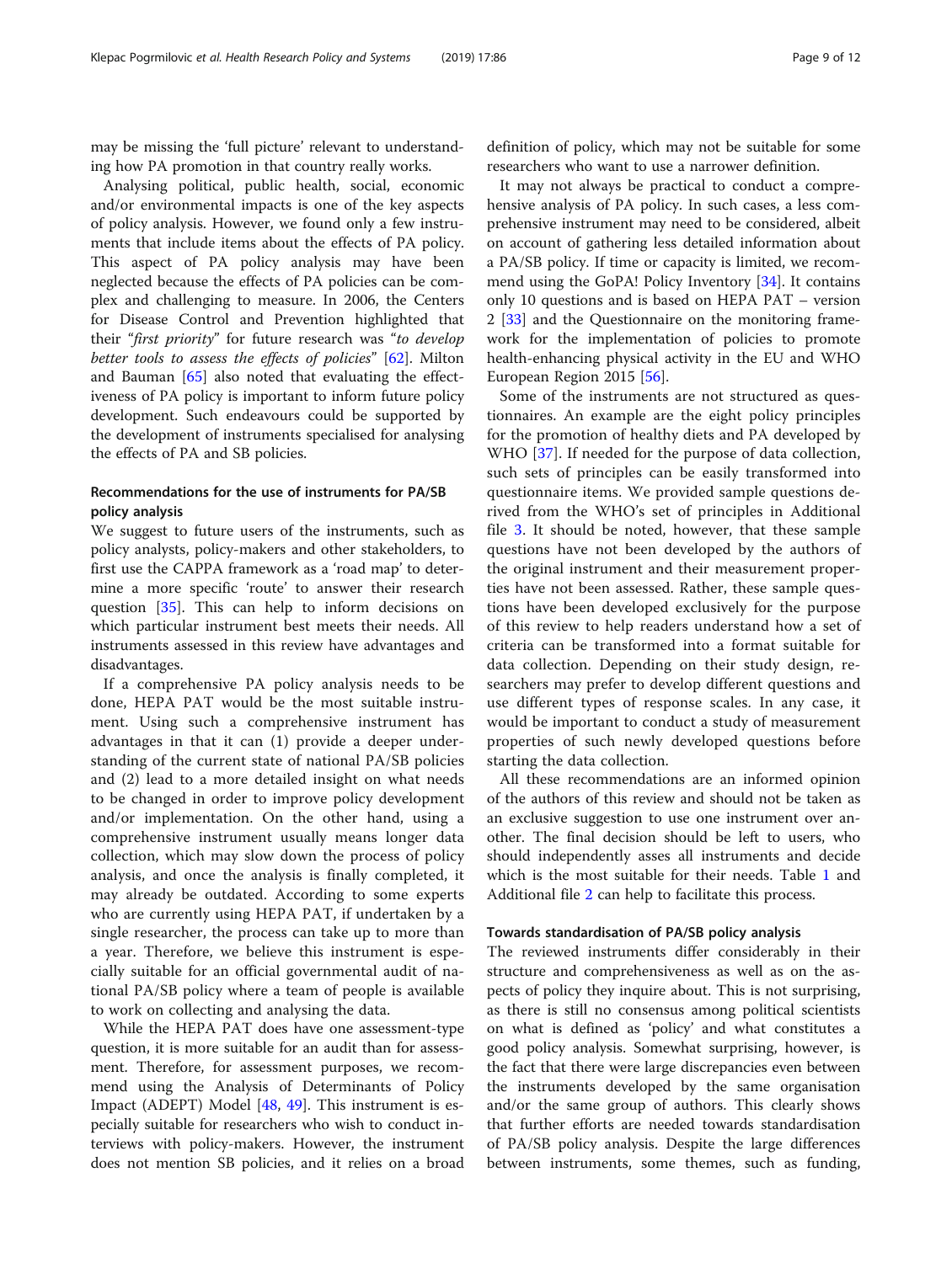may be missing the 'full picture' relevant to understanding how PA promotion in that country really works.

Analysing political, public health, social, economic and/or environmental impacts is one of the key aspects of policy analysis. However, we found only a few instruments that include items about the effects of PA policy. This aspect of PA policy analysis may have been neglected because the effects of PA policies can be complex and challenging to measure. In 2006, the Centers for Disease Control and Prevention highlighted that their "*first priority*" for future research was "*to develop better tools to assess the effects of policies*" [62]. Milton and Bauman [65] also noted that evaluating the effectiveness of PA policy is important to inform future policy development. Such endeavours could be supported by the development of instruments specialised for analysing the effects of PA and SB policies.

## Recommendations for the use of instruments for PA/SB policy analysis

We suggest to future users of the instruments, such as policy analysts, policy-makers and other stakeholders, to first use the CAPPA framework as a 'road map' to determine a more specific 'route' to answer their research question [35]. This can help to inform decisions on which particular instrument best meets their needs. All instruments assessed in this review have advantages and disadvantages.

If a comprehensive PA policy analysis needs to be done, HEPA PAT would be the most suitable instrument. Using such a comprehensive instrument has advantages in that it can (1) provide a deeper understanding of the current state of national PA/SB policies and (2) lead to a more detailed insight on what needs to be changed in order to improve policy development and/or implementation. On the other hand, using a comprehensive instrument usually means longer data collection, which may slow down the process of policy analysis, and once the analysis is finally completed, it may already be outdated. According to some experts who are currently using HEPA PAT, if undertaken by a single researcher, the process can take up to more than a year. Therefore, we believe this instrument is especially suitable for an official governmental audit of national PA/SB policy where a team of people is available to work on collecting and analysing the data.

While the HEPA PAT does have one assessment-type question, it is more suitable for an audit than for assessment. Therefore, for assessment purposes, we recommend using the Analysis of Determinants of Policy Impact (ADEPT) Model [48, 49]. This instrument is especially suitable for researchers who wish to conduct interviews with policy-makers. However, the instrument does not mention SB policies, and it relies on a broad definition of policy, which may not be suitable for some researchers who want to use a narrower definition.

It may not always be practical to conduct a comprehensive analysis of PA policy. In such cases, a less comprehensive instrument may need to be considered, albeit on account of gathering less detailed information about a PA/SB policy. If time or capacity is limited, we recommend using the GoPA! Policy Inventory [34]. It contains only 10 questions and is based on HEPA PAT – version 2 [33] and the Questionnaire on the monitoring framework for the implementation of policies to promote health-enhancing physical activity in the EU and WHO European Region 2015 [56].

Some of the instruments are not structured as questionnaires. An example are the eight policy principles for the promotion of healthy diets and PA developed by WHO [37]. If needed for the purpose of data collection, such sets of principles can be easily transformed into questionnaire items. We provided sample questions derived from the WHO's set of principles in Additional file 3. It should be noted, however, that these sample questions have not been developed by the authors of the original instrument and their measurement properties have not been assessed. Rather, these sample questions have been developed exclusively for the purpose of this review to help readers understand how a set of criteria can be transformed into a format suitable for data collection. Depending on their study design, researchers may prefer to develop different questions and use different types of response scales. In any case, it would be important to conduct a study of measurement properties of such newly developed questions before starting the data collection.

All these recommendations are an informed opinion of the authors of this review and should not be taken as an exclusive suggestion to use one instrument over another. The final decision should be left to users, who should independently asses all instruments and decide which is the most suitable for their needs. Table 1 and Additional file 2 can help to facilitate this process.

## Towards standardisation of PA/SB policy analysis

The reviewed instruments differ considerably in their structure and comprehensiveness as well as on the aspects of policy they inquire about. This is not surprising, as there is still no consensus among political scientists on what is defined as 'policy' and what constitutes a good policy analysis. Somewhat surprising, however, is the fact that there were large discrepancies even between the instruments developed by the same organisation and/or the same group of authors. This clearly shows that further efforts are needed towards standardisation of PA/SB policy analysis. Despite the large differences between instruments, some themes, such as funding,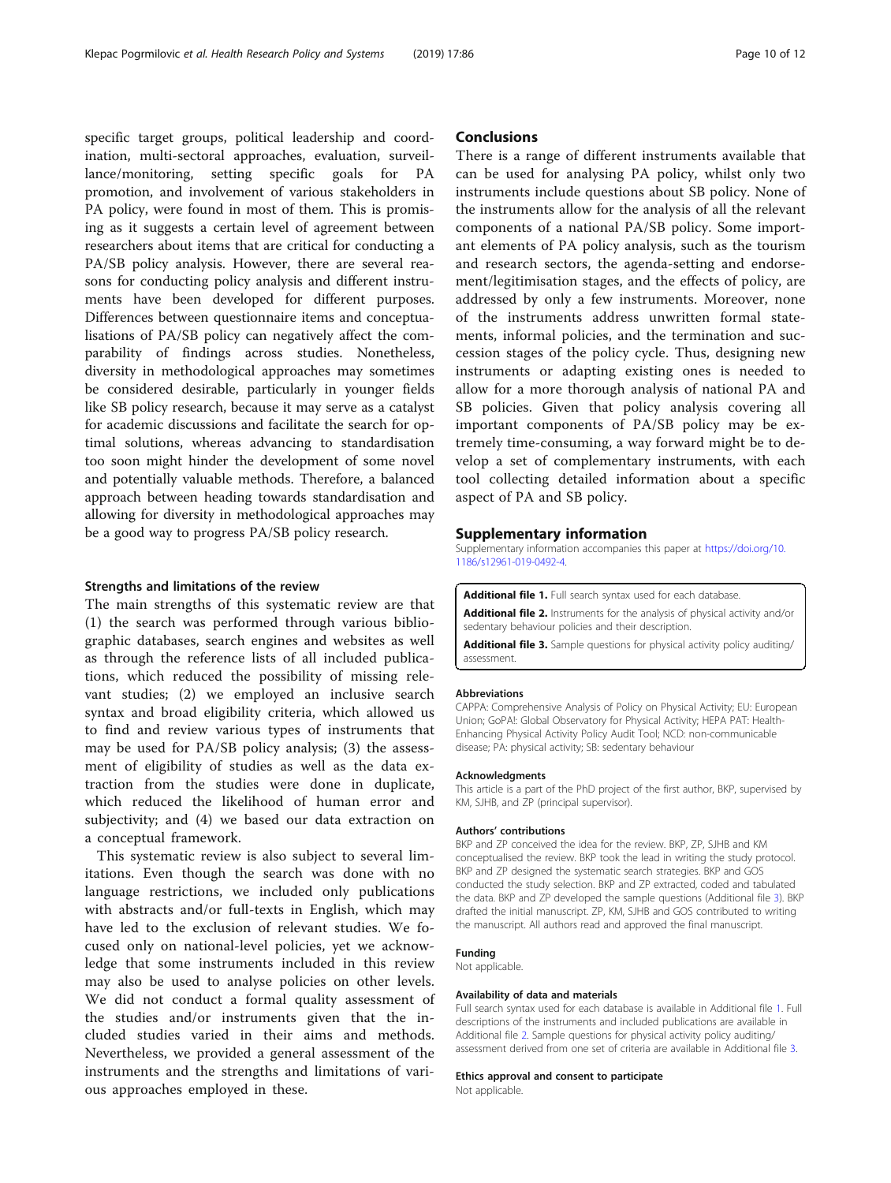specific target groups, political leadership and coordination, multi-sectoral approaches, evaluation, surveillance/monitoring, setting specific goals for PA promotion, and involvement of various stakeholders in PA policy, were found in most of them. This is promising as it suggests a certain level of agreement between researchers about items that are critical for conducting a PA/SB policy analysis. However, there are several reasons for conducting policy analysis and different instruments have been developed for different purposes. Differences between questionnaire items and conceptualisations of PA/SB policy can negatively affect the comparability of findings across studies. Nonetheless, diversity in methodological approaches may sometimes be considered desirable, particularly in younger fields like SB policy research, because it may serve as a catalyst for academic discussions and facilitate the search for optimal solutions, whereas advancing to standardisation too soon might hinder the development of some novel and potentially valuable methods. Therefore, a balanced approach between heading towards standardisation and allowing for diversity in methodological approaches may be a good way to progress PA/SB policy research.

### Strengths and limitations of the review

The main strengths of this systematic review are that (1) the search was performed through various bibliographic databases, search engines and websites as well as through the reference lists of all included publications, which reduced the possibility of missing relevant studies; (2) we employed an inclusive search syntax and broad eligibility criteria, which allowed us to find and review various types of instruments that may be used for PA/SB policy analysis; (3) the assessment of eligibility of studies as well as the data extraction from the studies were done in duplicate, which reduced the likelihood of human error and subjectivity; and (4) we based our data extraction on a conceptual framework.

This systematic review is also subject to several limitations. Even though the search was done with no language restrictions, we included only publications with abstracts and/or full-texts in English, which may have led to the exclusion of relevant studies. We focused only on national-level policies, yet we acknowledge that some instruments included in this review may also be used to analyse policies on other levels. We did not conduct a formal quality assessment of the studies and/or instruments given that the included studies varied in their aims and methods. Nevertheless, we provided a general assessment of the instruments and the strengths and limitations of various approaches employed in these.

## Conclusions

There is a range of different instruments available that can be used for analysing PA policy, whilst only two instruments include questions about SB policy. None of the instruments allow for the analysis of all the relevant components of a national PA/SB policy. Some important elements of PA policy analysis, such as the tourism and research sectors, the agenda-setting and endorsement/legitimisation stages, and the effects of policy, are addressed by only a few instruments. Moreover, none of the instruments address unwritten formal statements, informal policies, and the termination and succession stages of the policy cycle. Thus, designing new instruments or adapting existing ones is needed to allow for a more thorough analysis of national PA and SB policies. Given that policy analysis covering all important components of PA/SB policy may be extremely time-consuming, a way forward might be to develop a set of complementary instruments, with each tool collecting detailed information about a specific aspect of PA and SB policy.

## Supplementary information

Supplementary information accompanies this paper at https://doi.org/10.1186/s12961-019-0492-4.

**Additional file 1.** Full search syntax used for each database.

**Additional file 2.** Instruments for the analysis of physical activity and/or sedentary behaviour policies and their description.

**Additional file 3.** Sample questions for physical activity policy auditing/assessment.

#### Abbreviations

CAPPA: Comprehensive Analysis of Policy on Physical Activity; EU: European Union; GoPA!: Global Observatory for Physical Activity; HEPA PAT: Health-Enhancing Physical Activity Policy Audit Tool; NCD: non-communicable disease; PA: physical activity; SB: sedentary behaviour

#### Acknowledgments

This article is a part of the PhD project of the first author, BKP, supervised by KM, SJHB, and ZP (principal supervisor).

#### Authors' contributions

BKP and ZP conceived the idea for the review. BKP, ZP, SJHB and KM conceptualised the review. BKP took the lead in writing the study protocol. BKP and ZP designed the systematic search strategies. BKP and GOS conducted the study selection. BKP and ZP extracted, coded and tabulated the data. BKP and ZP developed the sample questions (Additional file 3). BKP drafted the initial manuscript. ZP, KM, SJHB and GOS contributed to writing the manuscript. All authors read and approved the final manuscript.

#### Funding

Not applicable.

#### Availability of data and materials

Full search syntax used for each database is available in Additional file 1. Full descriptions of the instruments and included publications are available in Additional file 2. Sample questions for physical activity policy auditing/assessment derived from one set of criteria are available in Additional file 3.

#### Ethics approval and consent to participate

Not applicable.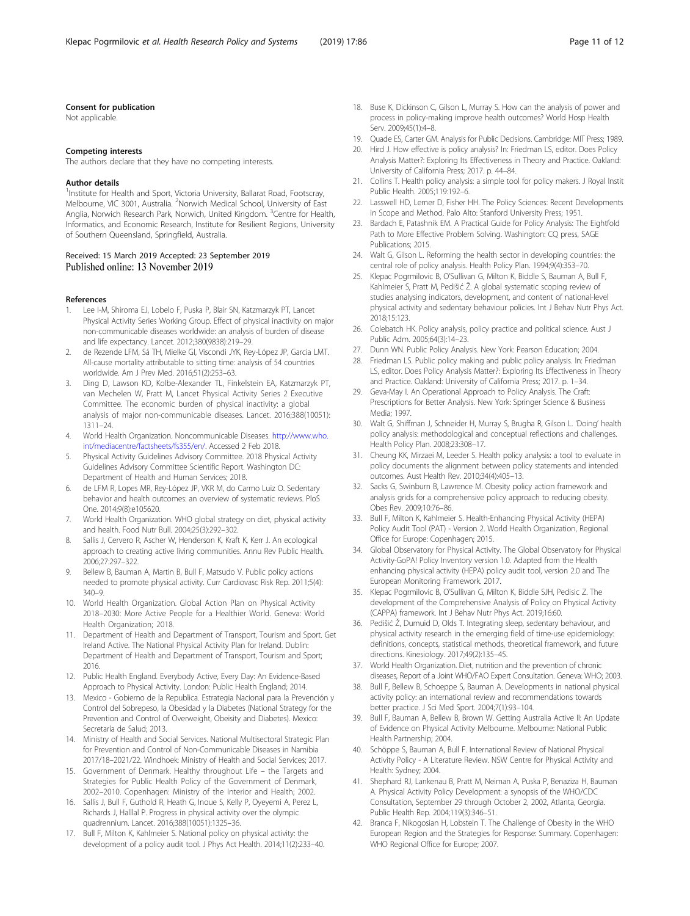#### Consent for publication

Not applicable.

#### Competing interests

The authors declare that they have no competing interests.

#### Author details

[1]Institute for Health and Sport, Victoria University, Ballarat Road, Footscray, Melbourne, VIC 3001, Australia. [2]Norwich Medical School, University of East Anglia, Norwich Research Park, Norwich, United Kingdom. [3]Centre for Health, Informatics, and Economic Research, Institute for Resilient Regions, University of Southern Queensland, Springfield, Australia.

Received: 15 March 2019 Accepted: 23 September 2019
Published online: 13 November 2019

#### References

1. Lee I-M, Shiroma EJ, Lobelo F, Puska P, Blair SN, Katzmarzyk PT, Lancet Physical Activity Series Working Group. Effect of physical inactivity on major non-communicable diseases worldwide: an analysis of burden of disease and life expectancy. Lancet. 2012;380(9838):219–29.
2. de Rezende LFM, Sá TH, Mielke GI, Viscondi JYK, Rey-López JP, Garcia LMT. All-cause mortality attributable to sitting time: analysis of 54 countries worldwide. Am J Prev Med. 2016;51(2):253–63.
3. Ding D, Lawson KD, Kolbe-Alexander TL, Finkelstein EA, Katzmarzyk PT, van Mechelen W, Pratt M, Lancet Physical Activity Series 2 Executive Committee. The economic burden of physical inactivity: a global analysis of major non-communicable diseases. Lancet. 2016;388(10051): 1311–24.
4. World Health Organization. Noncommunicable Diseases. http://www.who.int/mediacentre/factsheets/fs355/en/. Accessed 2 Feb 2018.
5. Physical Activity Guidelines Advisory Committee. 2018 Physical Activity Guidelines Advisory Committee Scientific Report. Washington DC: Department of Health and Human Services; 2018.
6. de LFM R, Lopes MR, Rey-López JP, VKR M, do Carmo Luiz O. Sedentary behavior and health outcomes: an overview of systematic reviews. PloS One. 2014;9(8):e105620.
7. World Health Organization. WHO global strategy on diet, physical activity and health. Food Nutr Bull. 2004;25(3):292–302.
8. Sallis J, Cervero R, Ascher W, Henderson K, Kraft K, Kerr J. An ecological approach to creating active living communities. Annu Rev Public Health. 2006;27:297–322.
9. Bellew B, Bauman A, Martin B, Bull F, Matsudo V. Public policy actions needed to promote physical activity. Curr Cardiovasc Risk Rep. 2011;5(4): 340–9.
10. World Health Organization. Global Action Plan on Physical Activity 2018–2030: More Active People for a Healthier World. Geneva: World Health Organization; 2018.
11. Department of Health and Department of Transport, Tourism and Sport. Get Ireland Active. The National Physical Activity Plan for Ireland. Dublin: Department of Health and Department of Transport, Tourism and Sport; 2016.
12. Public Health England. Everybody Active, Every Day: An Evidence-Based Approach to Physical Activity. London: Public Health England; 2014.
13. Mexico - Gobierno de la Republica. Estrategia Nacional para la Prevención y Control del Sobrepeso, la Obesidad y la Diabetes (National Strategy for the Prevention and Control of Overweight, Obeisity and Diabetes). Mexico: Secretaría de Salud; 2013.
14. Ministry of Health and Social Services. National Multisectoral Strategic Plan for Prevention and Control of Non-Communicable Diseases in Namibia 2017/18–2021/22. Windhoek: Ministry of Health and Social Services; 2017.
15. Government of Denmark. Healthy throughout Life – the Targets and Strategies for Public Health Policy of the Government of Denmark, 2002–2010. Copenhagen: Ministry of the Interior and Health; 2002.
16. Sallis J, Bull F, Guthold R, Heath G, Inoue S, Kelly P, Oyeyemi A, Perez L, Richards J, Halllal P. Progress in physical activity over the olympic quadrennium. Lancet. 2016;388(10051):1325–36.
17. Bull F, Milton K, Kahlmeier S. National policy on physical activity: the development of a policy audit tool. J Phys Act Health. 2014;11(2):233–40.
18. Buse K, Dickinson C, Gilson L, Murray S. How can the analysis of power and process in policy-making improve health outcomes? World Hosp Health Serv. 2009;45(1):4–8.
19. Quade ES, Carter GM. Analysis for Public Decisions. Cambridge: MIT Press; 1989.
20. Hird J. How effective is policy analysis? In: Friedman LS, editor. Does Policy Analysis Matter?: Exploring Its Effectiveness in Theory and Practice. Oakland: University of California Press; 2017. p. 44–84.
21. Collins T. Health policy analysis: a simple tool for policy makers. J Royal Instit Public Health. 2005;119:192–6.
22. Lasswell HD, Lerner D, Fisher HH. The Policy Sciences: Recent Developments in Scope and Method. Palo Alto: Stanford University Press; 1951.
23. Bardach E, Patashnik EM. A Practical Guide for Policy Analysis: The Eightfold Path to More Effective Problem Solving. Washington: CQ press, SAGE Publications; 2015.
24. Walt G, Gilson L. Reforming the health sector in developing countries: the central role of policy analysis. Health Policy Plan. 1994;9(4):353–70.
25. Klepac Pogrmilovic B, O'Sullivan G, Milton K, Biddle S, Bauman A, Bull F, Kahlmeier S, Pratt M, Pedišić Ž. A global systematic scoping review of studies analysing indicators, development, and content of national-level physical activity and sedentary behaviour policies. Int J Behav Nutr Phys Act. 2018;15:123.
26. Colebatch HK. Policy analysis, policy practice and political science. Aust J Public Adm. 2005;64(3):14–23.
27. Dunn WN. Public Policy Analysis. New York: Pearson Education; 2004.
28. Friedman LS. Public policy making and public policy analysis. In: Friedman LS, editor. Does Policy Analysis Matter?: Exploring Its Effectiveness in Theory and Practice. Oakland: University of California Press; 2017. p. 1–34.
29. Geva-May I. An Operational Approach to Policy Analysis. The Craft: Prescriptions for Better Analysis. New York: Springer Science & Business Media; 1997.
30. Walt G, Shiffman J, Schneider H, Murray S, Brugha R, Gilson L. 'Doing' health policy analysis: methodological and conceptual reflections and challenges. Health Policy Plan. 2008;23:308–17.
31. Cheung KK, Mirzaei M, Leeder S. Health policy analysis: a tool to evaluate in policy documents the alignment between policy statements and intended outcomes. Aust Health Rev. 2010;34(4):405–13.
32. Sacks G, Swinburn B, Lawrence M. Obesity policy action framework and analysis grids for a comprehensive policy approach to reducing obesity. Obes Rev. 2009;10:76–86.
33. Bull F, Milton K, Kahlmeier S. Health-Enhancing Physical Activity (HEPA) Policy Audit Tool (PAT) - Version 2. World Health Organization, Regional Office for Europe: Copenhagen; 2015.
34. Global Observatory for Physical Activity. The Global Observatory for Physical Activity-GoPA! Policy Inventory version 1.0. Adapted from the Health enhancing physical activity (HEPA) policy audit tool, version 2.0 and The European Monitoring Framework. 2017.
35. Klepac Pogrmilovic B, O'Sullivan G, Milton K, Biddle SJH, Pedisic Z. The development of the Comprehensive Analysis of Policy on Physical Activity (CAPPA) framework. Int J Behav Nutr Phys Act. 2019;16:60.
36. Pedišić Ž, Dumuid D, Olds T. Integrating sleep, sedentary behaviour, and physical activity research in the emerging field of time-use epidemiology: definitions, concepts, statistical methods, theoretical framework, and future directions. Kinesiology. 2017;49(2):135–45.
37. World Health Organization. Diet, nutrition and the prevention of chronic diseases, Report of a Joint WHO/FAO Expert Consultation. Geneva: WHO; 2003.
38. Bull F, Bellew B, Schoeppe S, Bauman A. Developments in national physical activity policy: an international review and recommendations towards better practice. J Sci Med Sport. 2004;7(1):93–104.
39. Bull F, Bauman A, Bellew B, Brown W. Getting Australia Active II: An Update of Evidence on Physical Activity Melbourne. Melbourne: National Public Health Partnership; 2004.
40. Schöppe S, Bauman A, Bull F. International Review of National Physical Activity Policy - A Literature Review. NSW Centre for Physical Activity and Health: Sydney; 2004.
41. Shephard RJ, Lankenau B, Pratt M, Neiman A, Puska P, Benaziza H, Bauman A. Physical Activity Policy Development: a synopsis of the WHO/CDC Consultation, September 29 through October 2, 2002, Atlanta, Georgia. Public Health Rep. 2004;119(3):346–51.
42. Branca F, Nikogosian H, Lobstein T. The Challenge of Obesity in the WHO European Region and the Strategies for Response: Summary. Copenhagen: WHO Regional Office for Europe; 2007.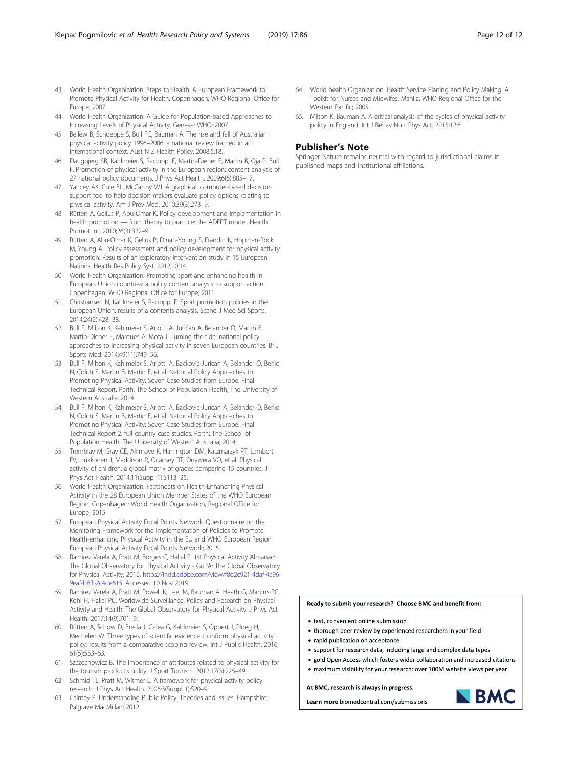43. World Health Organization. Steps to Health. A European Framework to Promote Physical Activity for Health. Copenhagen: WHO Regional Office for Europe; 2007.
44. World Health Organization. A Guide for Population-based Approaches to Increasing Levels of Physical Activity. Geneva: WHO; 2007.
45. Bellew B, Schöeppe S, Bull FC, Bauman A. The rise and fall of Australian physical activity policy 1996–2006: a national review framed in an international context. Aust N Z Health Policy. 2008;5:18.
46. Daugbjerg SB, Kahlmeier S, Racioppi F, Martin-Diener E, Martin B, Oja P, Bull F. Promotion of physical activity in the European region: content analysis of 27 national policy documents. J Phys Act Health. 2009;6(6):805–17.
47. Yancey AK, Cole BL, McCarthy WJ. A graphical, computer-based decision-support tool to help decision makers evaluate policy options relating to physical activity. Am J Prev Med. 2010;39(3):273–9.
48. Rütten A, Gelius P, Abu-Omar K. Policy development and implementation in health promotion — from theory to practice: the ADEPT model. Health Promot Int. 2010;26(3):322–9.
49. Rütten A, Abu-Omar K, Gelius P, Dinan-Young S, Frändin K, Hopman-Rock M, Young A. Policy assessment and policy development for physical activity promotion: Results of an exploratory intervention study in 15 European Nations. Health Res Policy Syst. 2012;10:14.
50. World Health Organization. Promoting sport and enhancing health in European Union countries: a policy content analysis to support action. Copenhagen: WHO Regional Office for Europe; 2011.
51. Christiansen N, Kahlmeier S, Racioppi F. Sport promotion policies in the European Union: results of a contents analysis. Scand J Med Sci Sports. 2014;24(2):428–38.
52. Bull F, Milton K, Kahlmeier S, Arlotti A, Juričan A, Belander O, Martin B, Martin-Diener E, Marques A, Mota J. Turning the tide: national policy approaches to increasing physical activity in seven European countries. Br J Sports Med. 2014;49(11):749–56.
53. Bull F, Milton K, Kahlmeier S, Arlotti A, Backovic-Jurican A, Belander O, Berlic N, Colitti S, Martin B, Martin E, et al. National Policy Approaches to Promoting Physical Activity: Seven Case Studies from Europe. Final Technical Report. Perth: The School of Population Health, The University of Western Australia; 2014.
54. Bull F, Milton K, Kahlmeier S, Arlotti A, Backovic-Jurican A, Belander O, Berlic N, Colitti S, Martin B, Martin E, et al. National Policy Approaches to Promoting Physical Activity: Seven Case Studies from Europe. Final Technical Report 2: full country case studies. Perth: The School of Population Health, The University of Western Australia; 2014.
55. Tremblay M, Gray CE, Akinroye K, Harrington DM, Katzmarzyk PT, Lambert EV, Liukkonen J, Maddison R, Ocansey RT, Onywera VO, et al. Physical activity of children: a global matrix of grades comparing 15 countries. J Phys Act Health. 2014;11(Suppl 1):S113–25.
56. World Health Organization. Factsheets on Health-Enhanching Physical Activity in the 28 European Union Member States of the WHO European Region. Copenhagen: World Health Organization, Regional Office for Europe; 2015.
57. European Physical Activity Focal Points Network. Questionnaire on the Monitoring Framework for the Implementation of Policies to Promote Health-enhancing Physical Activity in the EU and WHO European Region European Physical Activity Focal Points Network; 2015.
58. Ramirez Varela A, Pratt M, Borges C, Hallal P. 1st Physical Activity Almanac: The Global Observatory for Physical Activity - GoPA: The Global Observatory for Physical Activity; 2016. https://indd.adobe.com/view/f8d2c921-4daf-4c96-9eaf-b8fb2c4de615. Accessed 10 Nov 2019.
59. Ramirez Varela A, Pratt M, Powell K, Lee IM, Bauman A, Heath G, Martins RC, Kohl H, Hallal PC. Worldwide Surveillance, Policy and Research on Physical Activity and Health: The Global Observatory for Physical Activity. J Phys Act Health. 2017;14(9):701–9.
60. Rütten A, Schow D, Breda J, Galea G, Kahlmeier S, Oppert J, Ploeg H, Mechelen W. Three types of scientific evidence to inform physical activity policy: results from a comparative scoping review. Int J Public Health. 2016;61(5):553–63.
61. Szczechowicz B. The importance of attributes related to physical activity for the tourism product's utility. J Sport Tourism. 2012;17(3):225–49.
62. Schmid TL, Pratt M, Witmer L. A framework for physical activity policy research. J Phys Act Health. 2006;3(Suppl 1):S20–9.
63. Cairney P. Understanding Public Policy: Theories and Issues. Hampshire: Palgrave MacMillan; 2012.
64. World health Organization. Health Service Planing and Policy Making: A Toolkit for Nurses and Midwifes. Manila: WHO Regional Office for the Western Pacific; 2005.
65. Milton K, Bauman A. A critical analysis of the cycles of physical activity policy in England. Int J Behav Nutr Phys Act. 2015;12:8.

## Publisher's Note

Springer Nature remains neutral with regard to jurisdictional claims in published maps and institutional affiliations.

**Ready to submit your research? Choose BMC and benefit from:**

- fast, convenient online submission
- thorough peer review by experienced researchers in your field
- rapid publication on acceptance
- support for research data, including large and complex data types
- gold Open Access which fosters wider collaboration and increased citations
- maximum visibility for your research: over 100M website views per year

**At BMC, research is always in progress.**

**Learn more** biomedcentral.com/submissions